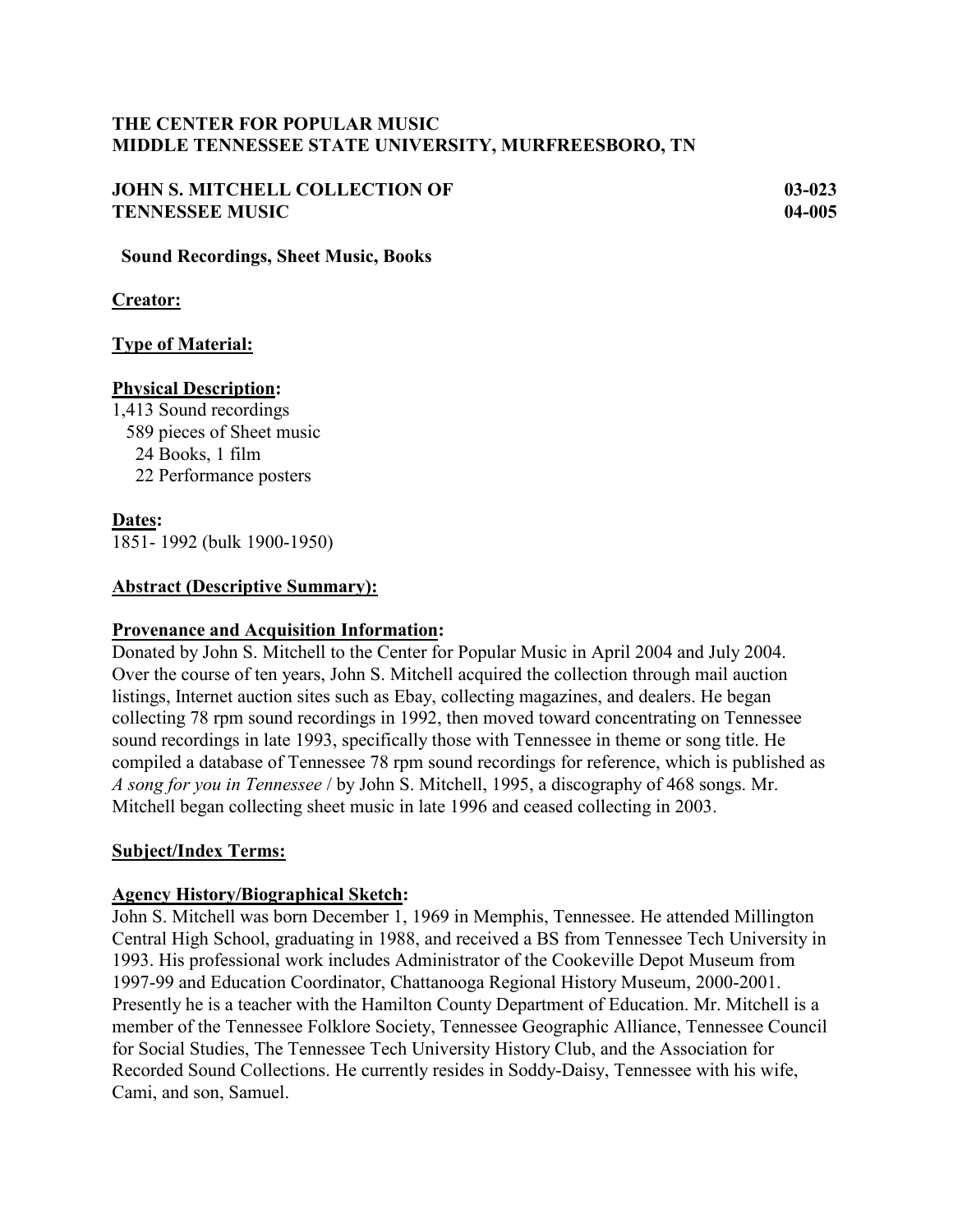**THE CENTER FOR POPULAR MUSIC**
**MIDDLE TENNESSEE STATE UNIVERSITY, MURFREESBORO, TN**

**JOHN S. MITCHELL COLLECTION OF TENNESSEE MUSIC** **03-023** **04-005**

**Sound Recordings, Sheet Music, Books**

**Creator:**

**Type of Material:**

**Physical Description:**
1,413 Sound recordings
589 pieces of Sheet music
24 Books, 1 film
22 Performance posters

**Dates:**
1851- 1992 (bulk 1900-1950)

**Abstract (Descriptive Summary):**

**Provenance and Acquisition Information:**
Donated by John S. Mitchell to the Center for Popular Music in April 2004 and July 2004. Over the course of ten years, John S. Mitchell acquired the collection through mail auction listings, Internet auction sites such as Ebay, collecting magazines, and dealers. He began collecting 78 rpm sound recordings in 1992, then moved toward concentrating on Tennessee sound recordings in late 1993, specifically those with Tennessee in theme or song title. He compiled a database of Tennessee 78 rpm sound recordings for reference, which is published as *A song for you in Tennessee* / by John S. Mitchell, 1995, a discography of 468 songs. Mr. Mitchell began collecting sheet music in late 1996 and ceased collecting in 2003.

**Subject/Index Terms:**

**Agency History/Biographical Sketch:**
John S. Mitchell was born December 1, 1969 in Memphis, Tennessee. He attended Millington Central High School, graduating in 1988, and received a BS from Tennessee Tech University in 1993. His professional work includes Administrator of the Cookeville Depot Museum from 1997-99 and Education Coordinator, Chattanooga Regional History Museum, 2000-2001. Presently he is a teacher with the Hamilton County Department of Education. Mr. Mitchell is a member of the Tennessee Folklore Society, Tennessee Geographic Alliance, Tennessee Council for Social Studies, The Tennessee Tech University History Club, and the Association for Recorded Sound Collections. He currently resides in Soddy-Daisy, Tennessee with his wife, Cami, and son, Samuel.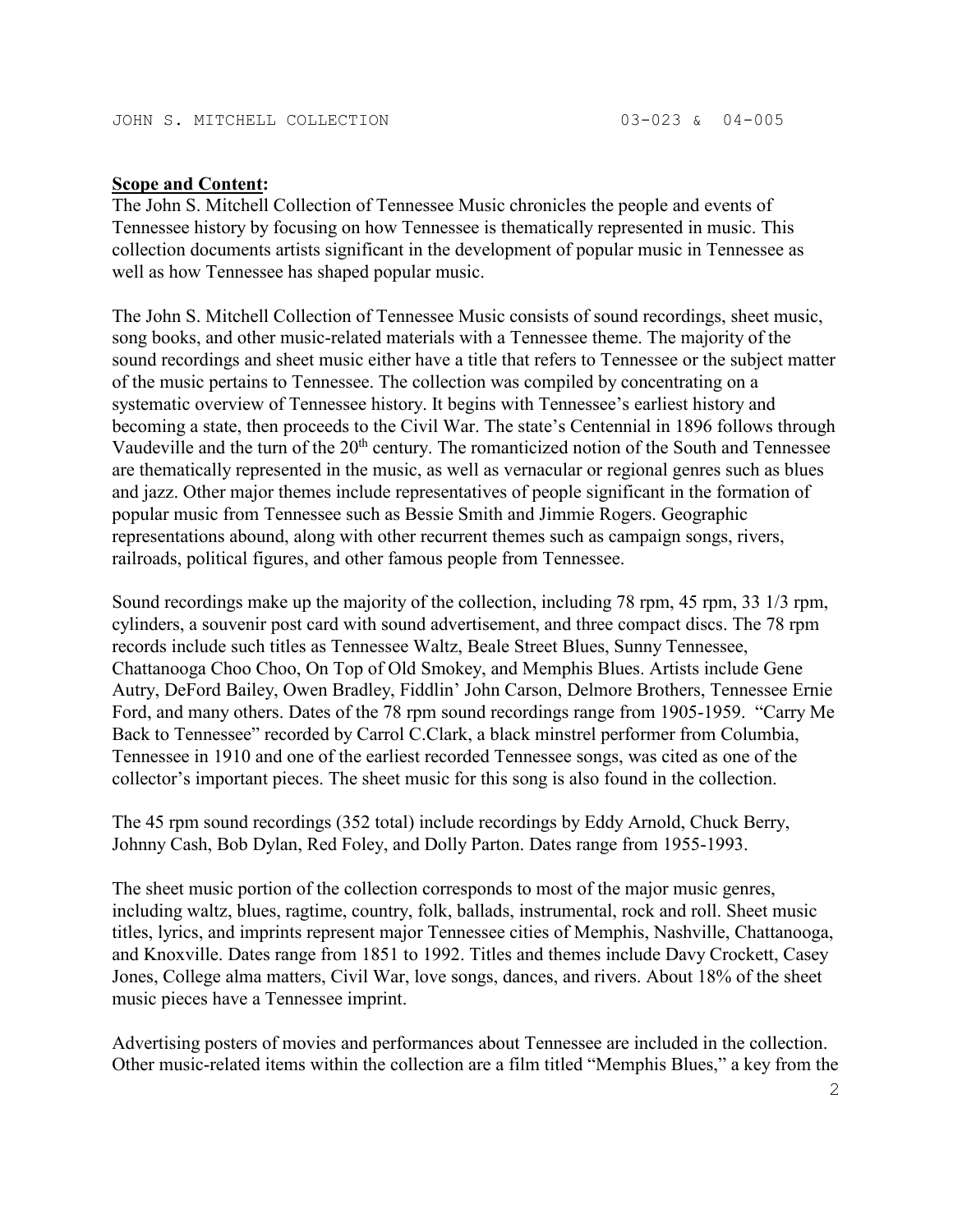**Scope and Content:**

The John S. Mitchell Collection of Tennessee Music chronicles the people and events of Tennessee history by focusing on how Tennessee is thematically represented in music. This collection documents artists significant in the development of popular music in Tennessee as well as how Tennessee has shaped popular music.

The John S. Mitchell Collection of Tennessee Music consists of sound recordings, sheet music, song books, and other music-related materials with a Tennessee theme. The majority of the sound recordings and sheet music either have a title that refers to Tennessee or the subject matter of the music pertains to Tennessee. The collection was compiled by concentrating on a systematic overview of Tennessee history. It begins with Tennessee's earliest history and becoming a state, then proceeds to the Civil War. The state's Centennial in 1896 follows through Vaudeville and the turn of the 20th century. The romanticized notion of the South and Tennessee are thematically represented in the music, as well as vernacular or regional genres such as blues and jazz. Other major themes include representatives of people significant in the formation of popular music from Tennessee such as Bessie Smith and Jimmie Rogers. Geographic representations abound, along with other recurrent themes such as campaign songs, rivers, railroads, political figures, and other famous people from Tennessee.

Sound recordings make up the majority of the collection, including 78 rpm, 45 rpm, 33 1/3 rpm, cylinders, a souvenir post card with sound advertisement, and three compact discs. The 78 rpm records include such titles as Tennessee Waltz, Beale Street Blues, Sunny Tennessee, Chattanooga Choo Choo, On Top of Old Smokey, and Memphis Blues. Artists include Gene Autry, DeFord Bailey, Owen Bradley, Fiddlin' John Carson, Delmore Brothers, Tennessee Ernie Ford, and many others. Dates of the 78 rpm sound recordings range from 1905-1959. "Carry Me Back to Tennessee" recorded by Carrol C.Clark, a black minstrel performer from Columbia, Tennessee in 1910 and one of the earliest recorded Tennessee songs, was cited as one of the collector's important pieces. The sheet music for this song is also found in the collection.

The 45 rpm sound recordings (352 total) include recordings by Eddy Arnold, Chuck Berry, Johnny Cash, Bob Dylan, Red Foley, and Dolly Parton. Dates range from 1955-1993.

The sheet music portion of the collection corresponds to most of the major music genres, including waltz, blues, ragtime, country, folk, ballads, instrumental, rock and roll. Sheet music titles, lyrics, and imprints represent major Tennessee cities of Memphis, Nashville, Chattanooga, and Knoxville. Dates range from 1851 to 1992. Titles and themes include Davy Crockett, Casey Jones, College alma matters, Civil War, love songs, dances, and rivers. About 18% of the sheet music pieces have a Tennessee imprint.

Advertising posters of movies and performances about Tennessee are included in the collection. Other music-related items within the collection are a film titled "Memphis Blues," a key from the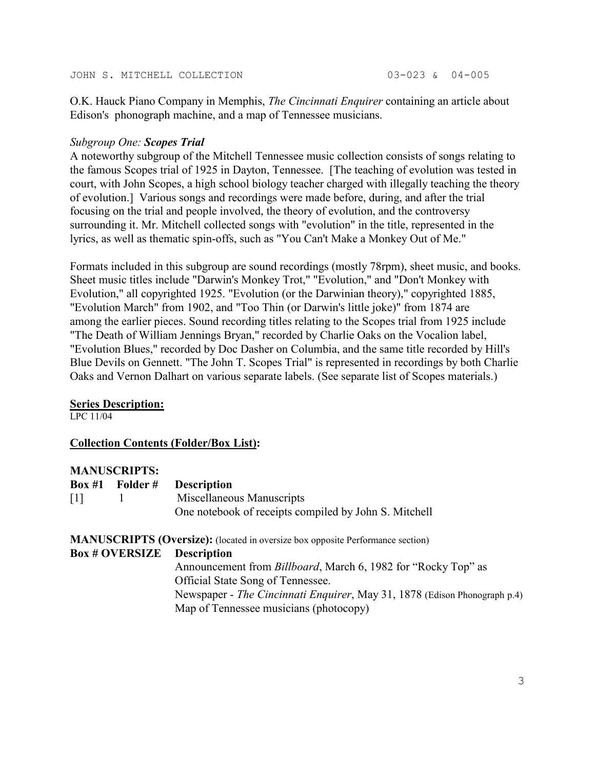O.K. Hauck Piano Company in Memphis, *The Cincinnati Enquirer* containing an article about Edison's phonograph machine, and a map of Tennessee musicians.

*Subgroup One:* ***Scopes Trial***

A noteworthy subgroup of the Mitchell Tennessee music collection consists of songs relating to the famous Scopes trial of 1925 in Dayton, Tennessee. [The teaching of evolution was tested in court, with John Scopes, a high school biology teacher charged with illegally teaching the theory of evolution.] Various songs and recordings were made before, during, and after the trial focusing on the trial and people involved, the theory of evolution, and the controversy surrounding it. Mr. Mitchell collected songs with "evolution" in the title, represented in the lyrics, as well as thematic spin-offs, such as "You Can't Make a Monkey Out of Me."

Formats included in this subgroup are sound recordings (mostly 78rpm), sheet music, and books. Sheet music titles include "Darwin's Monkey Trot," "Evolution," and "Don't Monkey with Evolution," all copyrighted 1925. "Evolution (or the Darwinian theory)," copyrighted 1885, "Evolution March" from 1902, and "Too Thin (or Darwin's little joke)" from 1874 are among the earlier pieces. Sound recording titles relating to the Scopes trial from 1925 include "The Death of William Jennings Bryan," recorded by Charlie Oaks on the Vocalion label, "Evolution Blues," recorded by Doc Dasher on Columbia, and the same title recorded by Hill's Blue Devils on Gennett. "The John T. Scopes Trial" is represented in recordings by both Charlie Oaks and Vernon Dalhart on various separate labels. (See separate list of Scopes materials.)

**Series Description:**

LPC 11/04

**Collection Contents (Folder/Box List):**

**MANUSCRIPTS:**

| Box #1 | Folder # | Description |
|---|---|---|
| [1] | 1 | Miscellaneous Manuscripts<br>One notebook of receipts compiled by John S. Mitchell |

**MANUSCRIPTS (Oversize):** (located in oversize box opposite Performance section)

| Box # OVERSIZE | Description |
|---|---|
| | Announcement from *Billboard*, March 6, 1982 for "Rocky Top" as Official State Song of Tennessee. |
| | Newspaper - *The Cincinnati Enquirer*, May 31, 1878 (Edison Phonograph p.4) |
| | Map of Tennessee musicians (photocopy) |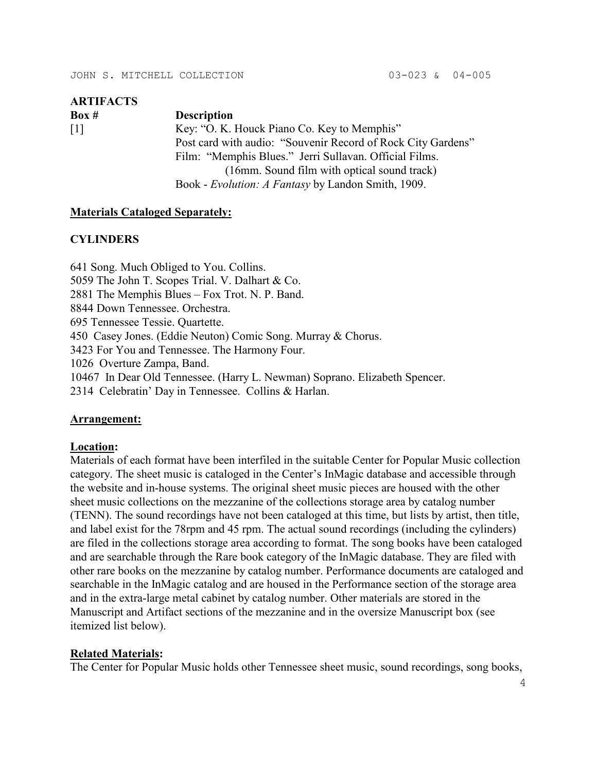## ARTIFACTS

| Box # | Description |
|---|---|
| [1] | Key: "O. K. Houck Piano Co. Key to Memphis" |
| | Post card with audio: "Souvenir Record of Rock City Gardens" |
| | Film: "Memphis Blues." Jerri Sullavan. Official Films. (16mm. Sound film with optical sound track) |
| | Book - *Evolution: A Fantasy* by Landon Smith, 1909. |

**Materials Cataloged Separately:**

### CYLINDERS

641 Song. Much Obliged to You. Collins.
5059 The John T. Scopes Trial. V. Dalhart & Co.
2881 The Memphis Blues – Fox Trot. N. P. Band.
8844 Down Tennessee. Orchestra.
695 Tennessee Tessie. Quartette.
450 Casey Jones. (Eddie Neuton) Comic Song. Murray & Chorus.
3423 For You and Tennessee. The Harmony Four.
1026 Overture Zampa, Band.
10467 In Dear Old Tennessee. (Harry L. Newman) Soprano. Elizabeth Spencer.
2314 Celebratin' Day in Tennessee. Collins & Harlan.

**Arrangement:**

**Location:**
Materials of each format have been interfiled in the suitable Center for Popular Music collection category. The sheet music is cataloged in the Center's InMagic database and accessible through the website and in-house systems. The original sheet music pieces are housed with the other sheet music collections on the mezzanine of the collections storage area by catalog number (TENN). The sound recordings have not been cataloged at this time, but lists by artist, then title, and label exist for the 78rpm and 45 rpm. The actual sound recordings (including the cylinders) are filed in the collections storage area according to format. The song books have been cataloged and are searchable through the Rare book category of the InMagic database. They are filed with other rare books on the mezzanine by catalog number. Performance documents are cataloged and searchable in the InMagic catalog and are housed in the Performance section of the storage area and in the extra-large metal cabinet by catalog number. Other materials are stored in the Manuscript and Artifact sections of the mezzanine and in the oversize Manuscript box (see itemized list below).

**Related Materials:**
The Center for Popular Music holds other Tennessee sheet music, sound recordings, song books,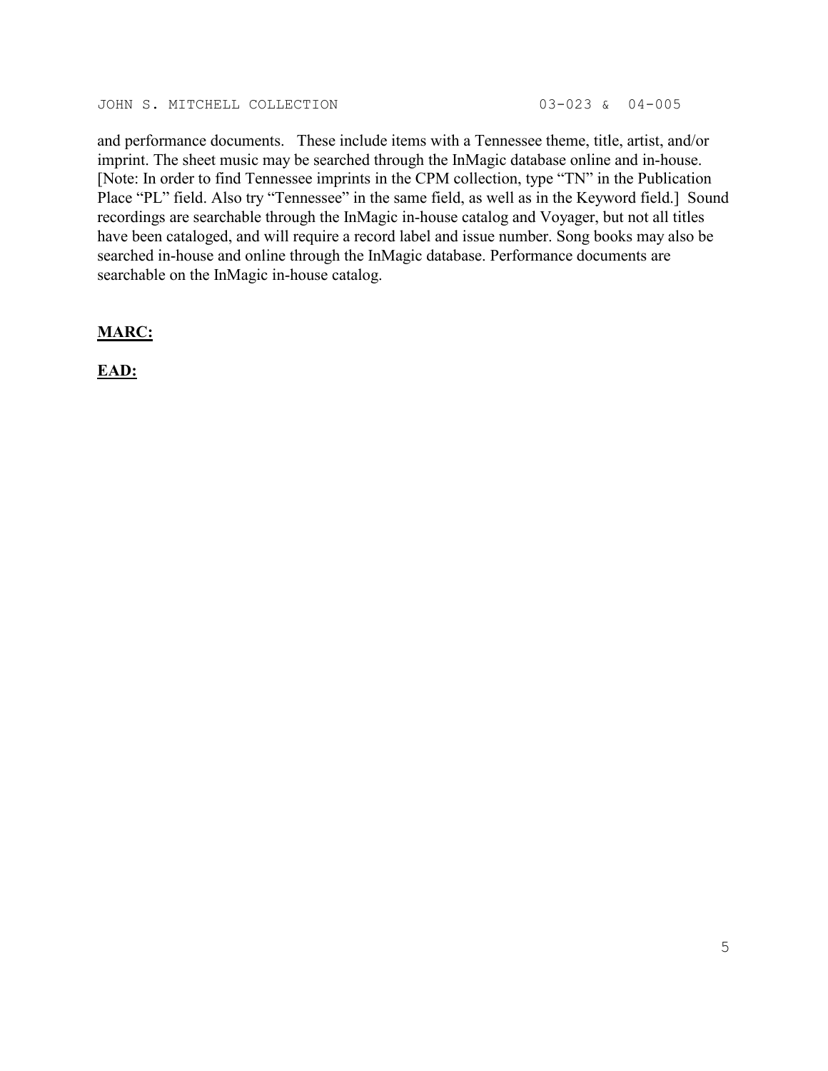and performance documents. These include items with a Tennessee theme, title, artist, and/or imprint. The sheet music may be searched through the InMagic database online and in-house. [Note: In order to find Tennessee imprints in the CPM collection, type “TN” in the Publication Place “PL” field. Also try “Tennessee” in the same field, as well as in the Keyword field.] Sound recordings are searchable through the InMagic in-house catalog and Voyager, but not all titles have been cataloged, and will require a record label and issue number. Song books may also be searched in-house and online through the InMagic database. Performance documents are searchable on the InMagic in-house catalog.

**MARC:**

**EAD:**